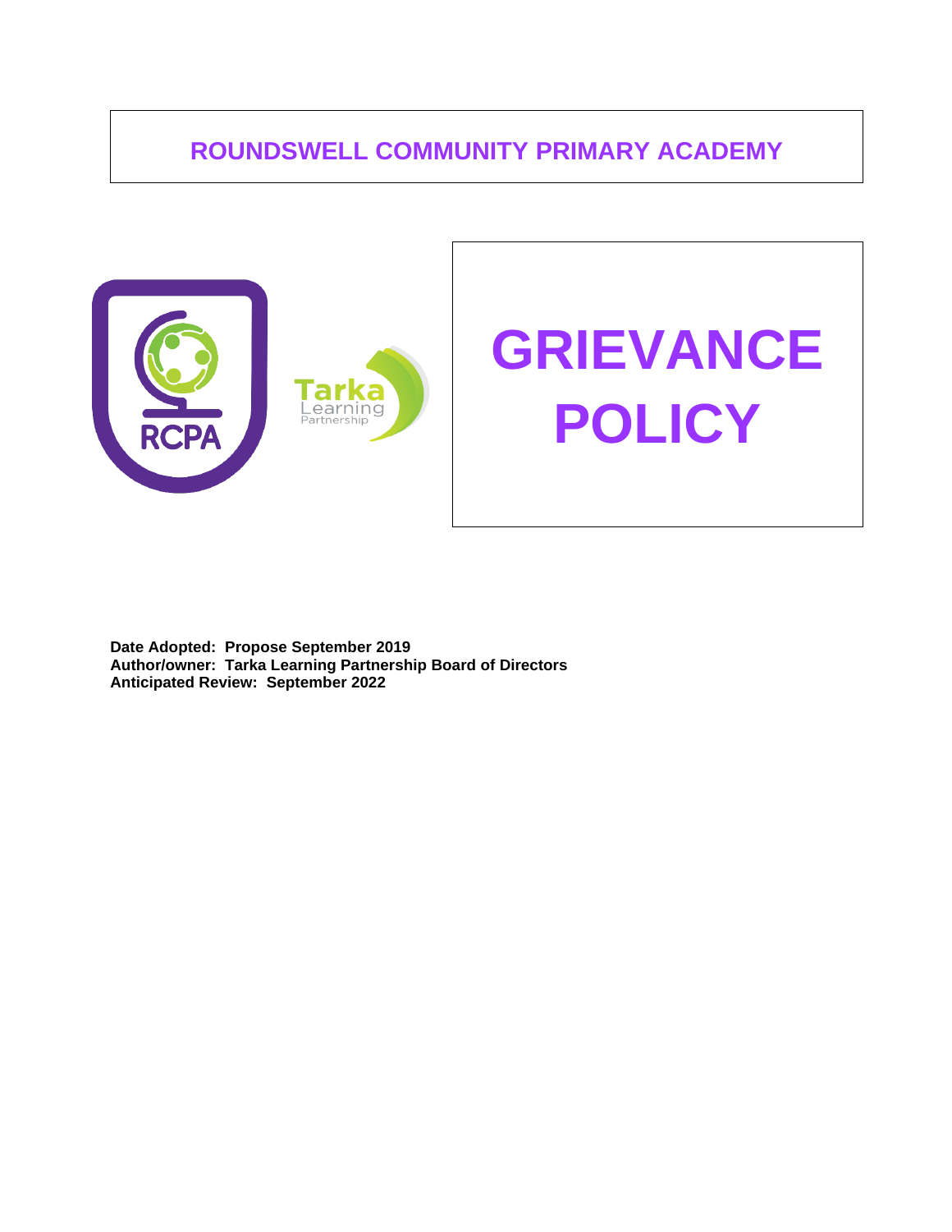# ROUNDSWELL COMMUNITY PRIMARY ACADEMY

# GRIEVANCE POLICY

**Date Adopted: Propose September 2019**
**Author/owner: Tarka Learning Partnership Board of Directors**
**Anticipated Review: September 2022**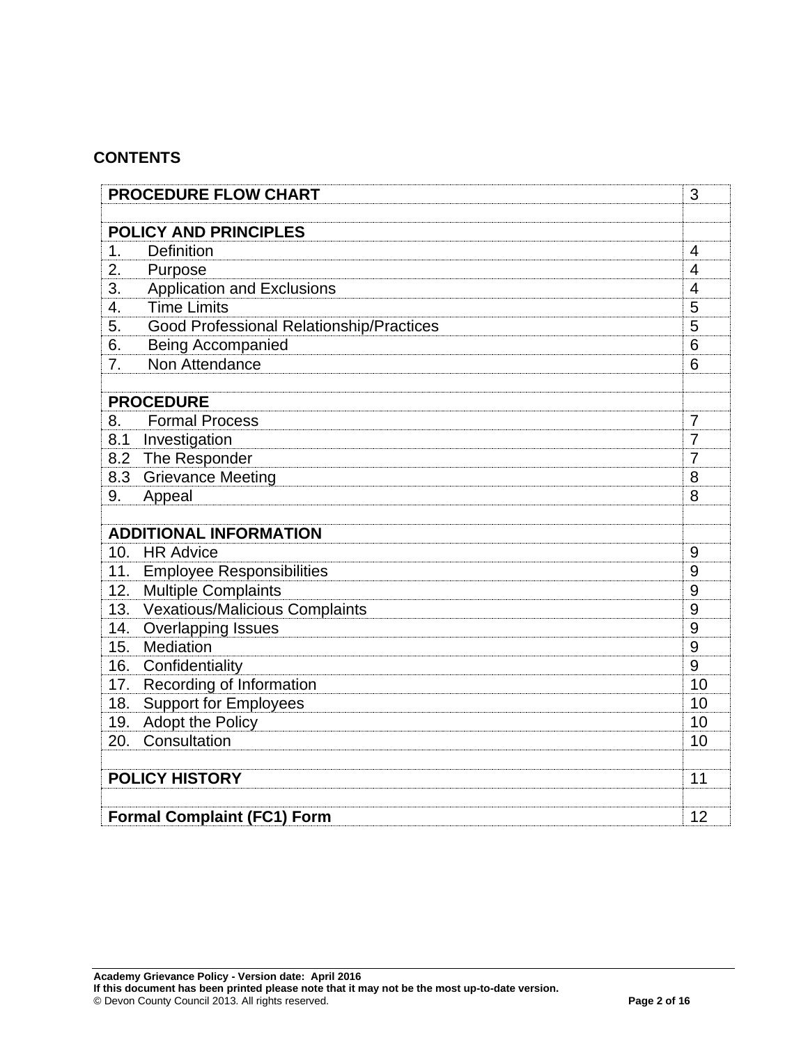## CONTENTS

| | |
|---|---|
| **PROCEDURE FLOW CHART** | 3 |
| | |
| **POLICY AND PRINCIPLES** | |
| 1. Definition | 4 |
| 2. Purpose | 4 |
| 3. Application and Exclusions | 4 |
| 4. Time Limits | 5 |
| 5. Good Professional Relationship/Practices | 5 |
| 6. Being Accompanied | 6 |
| 7. Non Attendance | 6 |
| | |
| **PROCEDURE** | |
| 8. Formal Process | 7 |
| 8.1 Investigation | 7 |
| 8.2 The Responder | 7 |
| 8.3 Grievance Meeting | 8 |
| 9. Appeal | 8 |
| | |
| **ADDITIONAL INFORMATION** | |
| 10. HR Advice | 9 |
| 11. Employee Responsibilities | 9 |
| 12. Multiple Complaints | 9 |
| 13. Vexatious/Malicious Complaints | 9 |
| 14. Overlapping Issues | 9 |
| 15. Mediation | 9 |
| 16. Confidentiality | 9 |
| 17. Recording of Information | 10 |
| 18. Support for Employees | 10 |
| 19. Adopt the Policy | 10 |
| 20. Consultation | 10 |
| | |
| **POLICY HISTORY** | 11 |
| | |
| **Formal Complaint (FC1) Form** | 12 |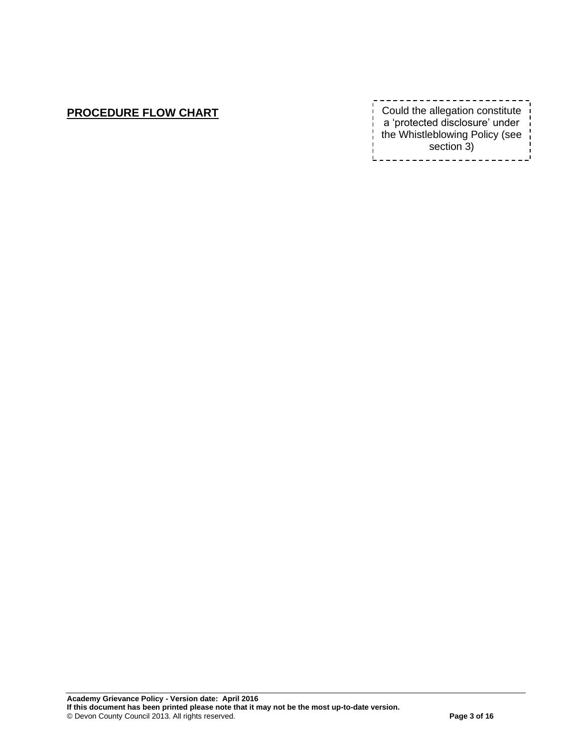## **PROCEDURE FLOW CHART**

Could the allegation constitute a 'protected disclosure' under the Whistleblowing Policy (see section 3)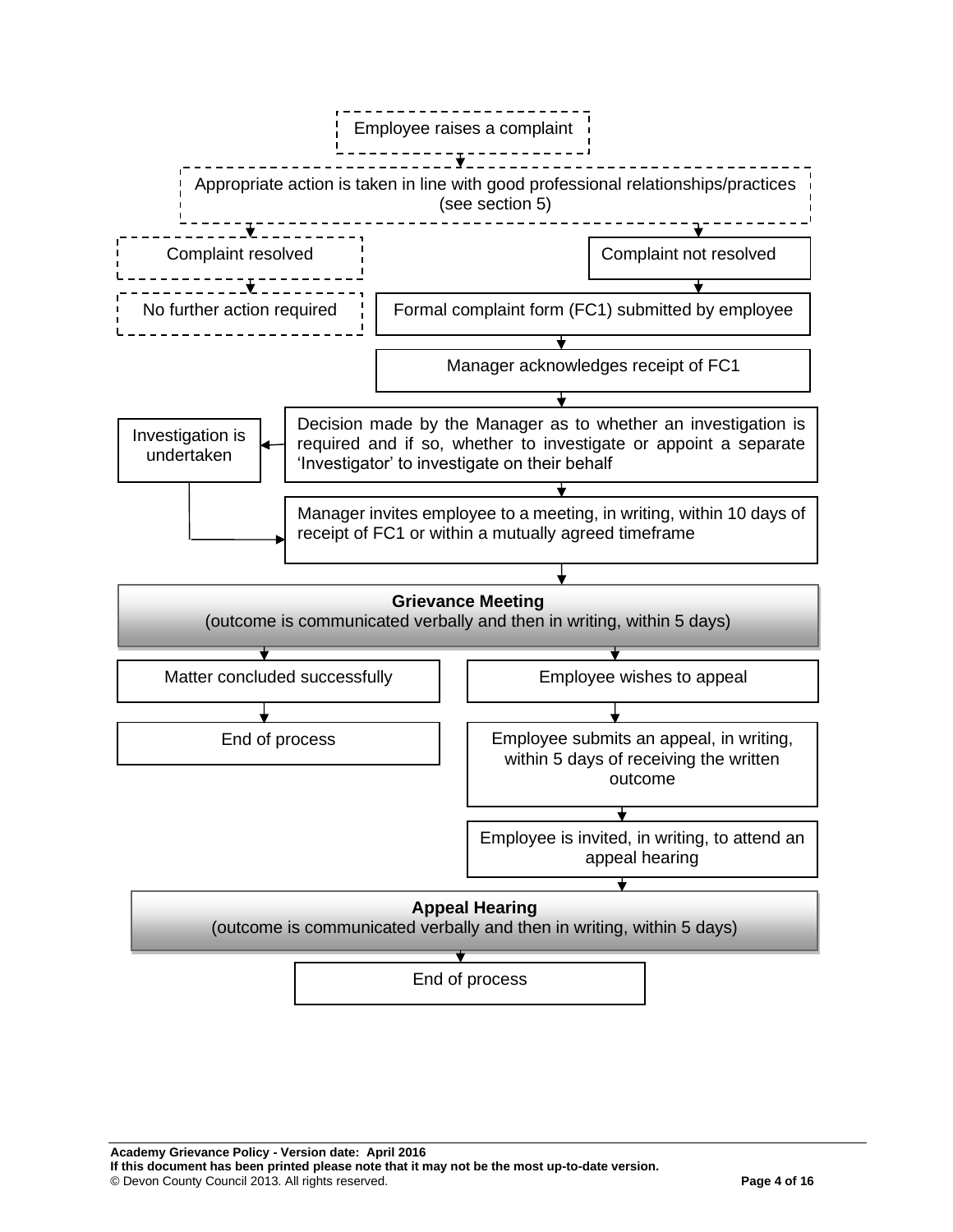Employee raises a complaint

Appropriate action is taken in line with good professional relationships/practices (see section 5)

Complaint resolved

No further action required

Complaint not resolved

Formal complaint form (FC1) submitted by employee

Manager acknowledges receipt of FC1

Decision made by the Manager as to whether an investigation is required and if so, whether to investigate or appoint a separate 'Investigator' to investigate on their behalf

Investigation is undertaken

Manager invites employee to a meeting, in writing, within 10 days of receipt of FC1 or within a mutually agreed timeframe

**Grievance Meeting**
(outcome is communicated verbally and then in writing, within 5 days)

Matter concluded successfully

End of process

Employee wishes to appeal

Employee submits an appeal, in writing, within 5 days of receiving the written outcome

Employee is invited, in writing, to attend an appeal hearing

**Appeal Hearing**
(outcome is communicated verbally and then in writing, within 5 days)

End of process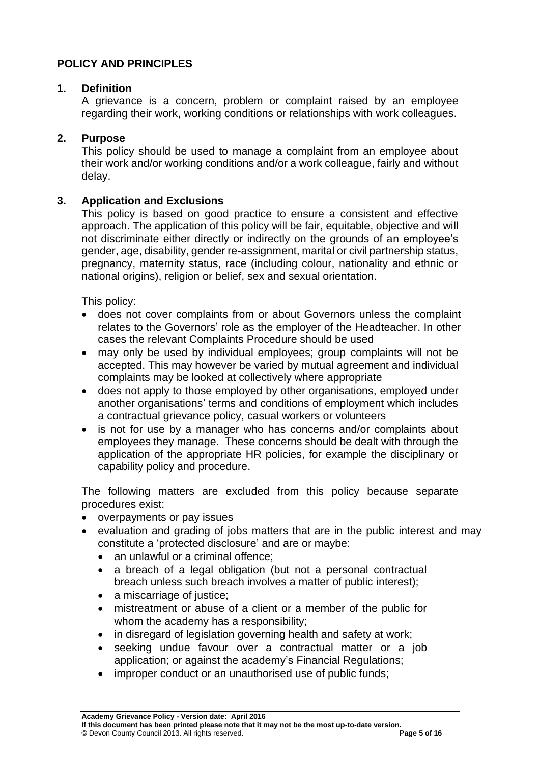## POLICY AND PRINCIPLES

### 1. Definition

A grievance is a concern, problem or complaint raised by an employee regarding their work, working conditions or relationships with work colleagues.

### 2. Purpose

This policy should be used to manage a complaint from an employee about their work and/or working conditions and/or a work colleague, fairly and without delay.

### 3. Application and Exclusions

This policy is based on good practice to ensure a consistent and effective approach. The application of this policy will be fair, equitable, objective and will not discriminate either directly or indirectly on the grounds of an employee's gender, age, disability, gender re-assignment, marital or civil partnership status, pregnancy, maternity status, race (including colour, nationality and ethnic or national origins), religion or belief, sex and sexual orientation.

This policy:

- does not cover complaints from or about Governors unless the complaint relates to the Governors' role as the employer of the Headteacher. In other cases the relevant Complaints Procedure should be used
- may only be used by individual employees; group complaints will not be accepted. This may however be varied by mutual agreement and individual complaints may be looked at collectively where appropriate
- does not apply to those employed by other organisations, employed under another organisations' terms and conditions of employment which includes a contractual grievance policy, casual workers or volunteers
- is not for use by a manager who has concerns and/or complaints about employees they manage. These concerns should be dealt with through the application of the appropriate HR policies, for example the disciplinary or capability policy and procedure.

The following matters are excluded from this policy because separate procedures exist:

- overpayments or pay issues
- evaluation and grading of jobs matters that are in the public interest and may constitute a 'protected disclosure' and are or maybe:
  - an unlawful or a criminal offence;
  - a breach of a legal obligation (but not a personal contractual breach unless such breach involves a matter of public interest);
  - a miscarriage of justice;
  - mistreatment or abuse of a client or a member of the public for whom the academy has a responsibility;
  - in disregard of legislation governing health and safety at work;
  - seeking undue favour over a contractual matter or a job application; or against the academy's Financial Regulations;
  - improper conduct or an unauthorised use of public funds;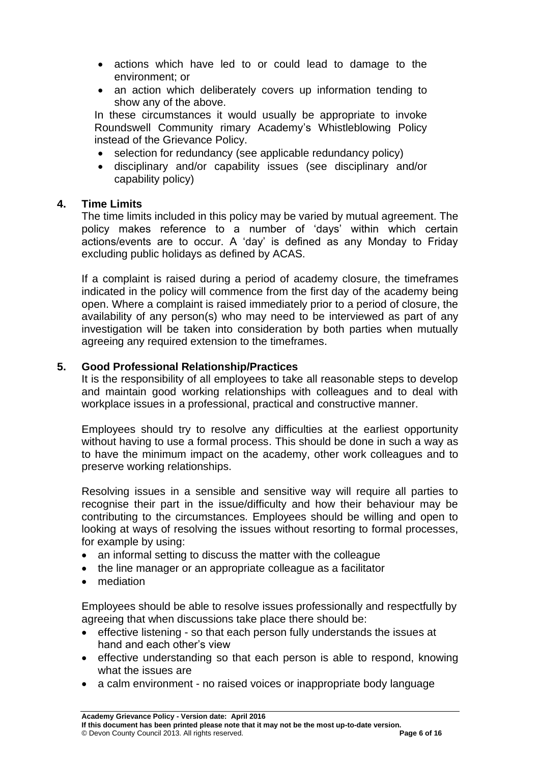- actions which have led to or could lead to damage to the environment; or
- an action which deliberately covers up information tending to show any of the above.

In these circumstances it would usually be appropriate to invoke Roundswell Community rimary Academy's Whistleblowing Policy instead of the Grievance Policy.

- selection for redundancy (see applicable redundancy policy)
- disciplinary and/or capability issues (see disciplinary and/or capability policy)

## 4. Time Limits

The time limits included in this policy may be varied by mutual agreement. The policy makes reference to a number of 'days' within which certain actions/events are to occur. A 'day' is defined as any Monday to Friday excluding public holidays as defined by ACAS.

If a complaint is raised during a period of academy closure, the timeframes indicated in the policy will commence from the first day of the academy being open. Where a complaint is raised immediately prior to a period of closure, the availability of any person(s) who may need to be interviewed as part of any investigation will be taken into consideration by both parties when mutually agreeing any required extension to the timeframes.

## 5. Good Professional Relationship/Practices

It is the responsibility of all employees to take all reasonable steps to develop and maintain good working relationships with colleagues and to deal with workplace issues in a professional, practical and constructive manner.

Employees should try to resolve any difficulties at the earliest opportunity without having to use a formal process. This should be done in such a way as to have the minimum impact on the academy, other work colleagues and to preserve working relationships.

Resolving issues in a sensible and sensitive way will require all parties to recognise their part in the issue/difficulty and how their behaviour may be contributing to the circumstances. Employees should be willing and open to looking at ways of resolving the issues without resorting to formal processes, for example by using:

- an informal setting to discuss the matter with the colleague
- the line manager or an appropriate colleague as a facilitator
- mediation

Employees should be able to resolve issues professionally and respectfully by agreeing that when discussions take place there should be:

- effective listening - so that each person fully understands the issues at hand and each other's view
- effective understanding so that each person is able to respond, knowing what the issues are
- a calm environment - no raised voices or inappropriate body language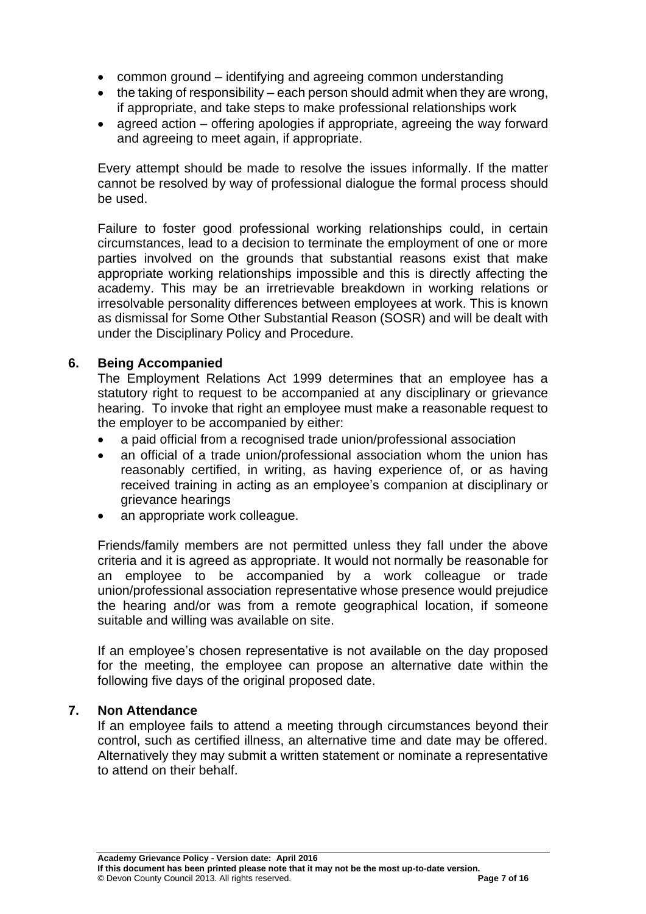- common ground – identifying and agreeing common understanding
- the taking of responsibility – each person should admit when they are wrong, if appropriate, and take steps to make professional relationships work
- agreed action – offering apologies if appropriate, agreeing the way forward and agreeing to meet again, if appropriate.

Every attempt should be made to resolve the issues informally. If the matter cannot be resolved by way of professional dialogue the formal process should be used.

Failure to foster good professional working relationships could, in certain circumstances, lead to a decision to terminate the employment of one or more parties involved on the grounds that substantial reasons exist that make appropriate working relationships impossible and this is directly affecting the academy. This may be an irretrievable breakdown in working relations or irresolvable personality differences between employees at work. This is known as dismissal for Some Other Substantial Reason (SOSR) and will be dealt with under the Disciplinary Policy and Procedure.

## 6. Being Accompanied

The Employment Relations Act 1999 determines that an employee has a statutory right to request to be accompanied at any disciplinary or grievance hearing. To invoke that right an employee must make a reasonable request to the employer to be accompanied by either:

- a paid official from a recognised trade union/professional association
- an official of a trade union/professional association whom the union has reasonably certified, in writing, as having experience of, or as having received training in acting as an employee's companion at disciplinary or grievance hearings
- an appropriate work colleague.

Friends/family members are not permitted unless they fall under the above criteria and it is agreed as appropriate. It would not normally be reasonable for an employee to be accompanied by a work colleague or trade union/professional association representative whose presence would prejudice the hearing and/or was from a remote geographical location, if someone suitable and willing was available on site.

If an employee's chosen representative is not available on the day proposed for the meeting, the employee can propose an alternative date within the following five days of the original proposed date.

## 7. Non Attendance

If an employee fails to attend a meeting through circumstances beyond their control, such as certified illness, an alternative time and date may be offered. Alternatively they may submit a written statement or nominate a representative to attend on their behalf.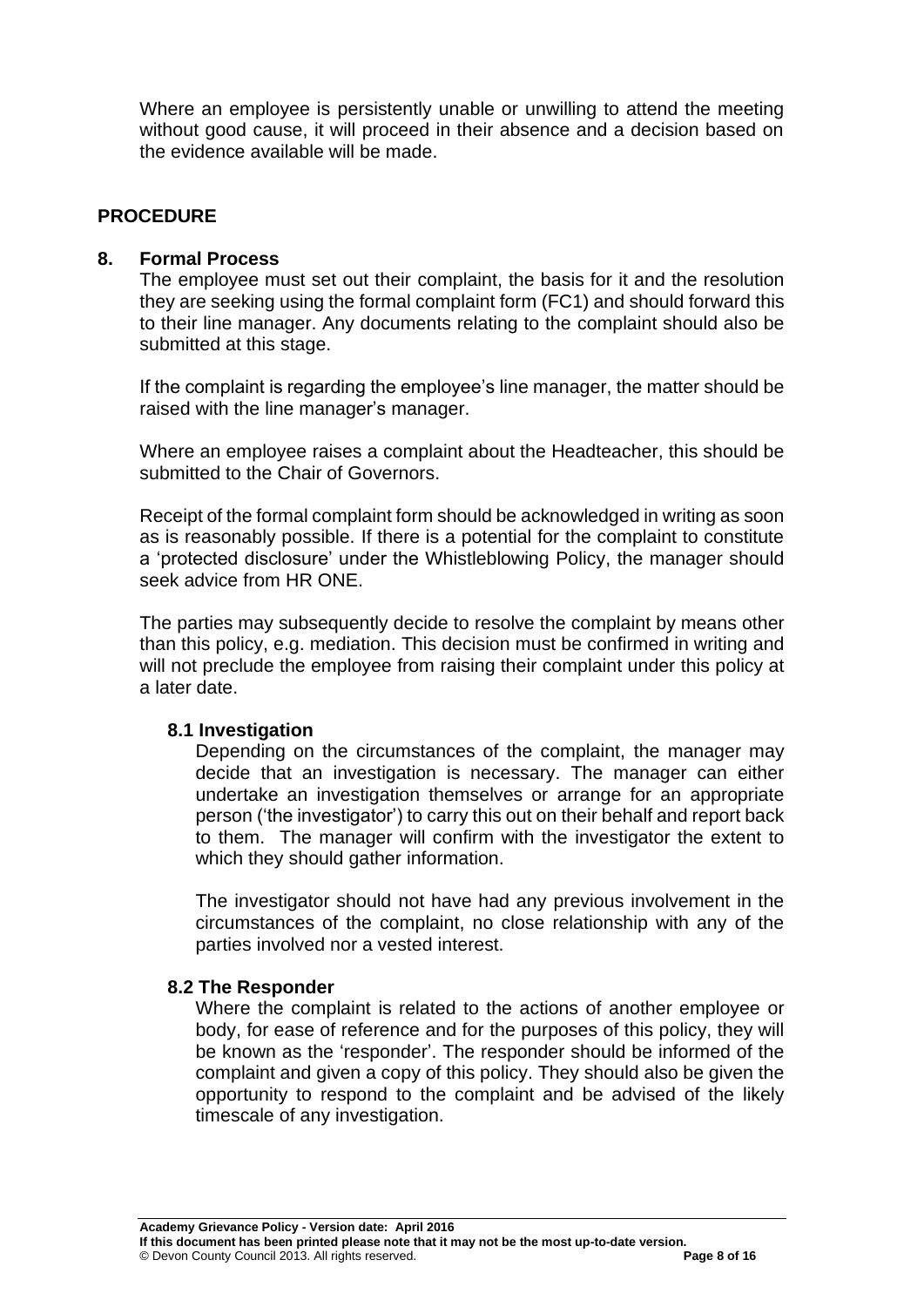Where an employee is persistently unable or unwilling to attend the meeting without good cause, it will proceed in their absence and a decision based on the evidence available will be made.

## PROCEDURE

### 8. Formal Process

The employee must set out their complaint, the basis for it and the resolution they are seeking using the formal complaint form (FC1) and should forward this to their line manager. Any documents relating to the complaint should also be submitted at this stage.

If the complaint is regarding the employee's line manager, the matter should be raised with the line manager's manager.

Where an employee raises a complaint about the Headteacher, this should be submitted to the Chair of Governors.

Receipt of the formal complaint form should be acknowledged in writing as soon as is reasonably possible. If there is a potential for the complaint to constitute a 'protected disclosure' under the Whistleblowing Policy, the manager should seek advice from HR ONE.

The parties may subsequently decide to resolve the complaint by means other than this policy, e.g. mediation. This decision must be confirmed in writing and will not preclude the employee from raising their complaint under this policy at a later date.

#### 8.1 Investigation

Depending on the circumstances of the complaint, the manager may decide that an investigation is necessary. The manager can either undertake an investigation themselves or arrange for an appropriate person ('the investigator') to carry this out on their behalf and report back to them. The manager will confirm with the investigator the extent to which they should gather information.

The investigator should not have had any previous involvement in the circumstances of the complaint, no close relationship with any of the parties involved nor a vested interest.

#### 8.2 The Responder

Where the complaint is related to the actions of another employee or body, for ease of reference and for the purposes of this policy, they will be known as the 'responder'. The responder should be informed of the complaint and given a copy of this policy. They should also be given the opportunity to respond to the complaint and be advised of the likely timescale of any investigation.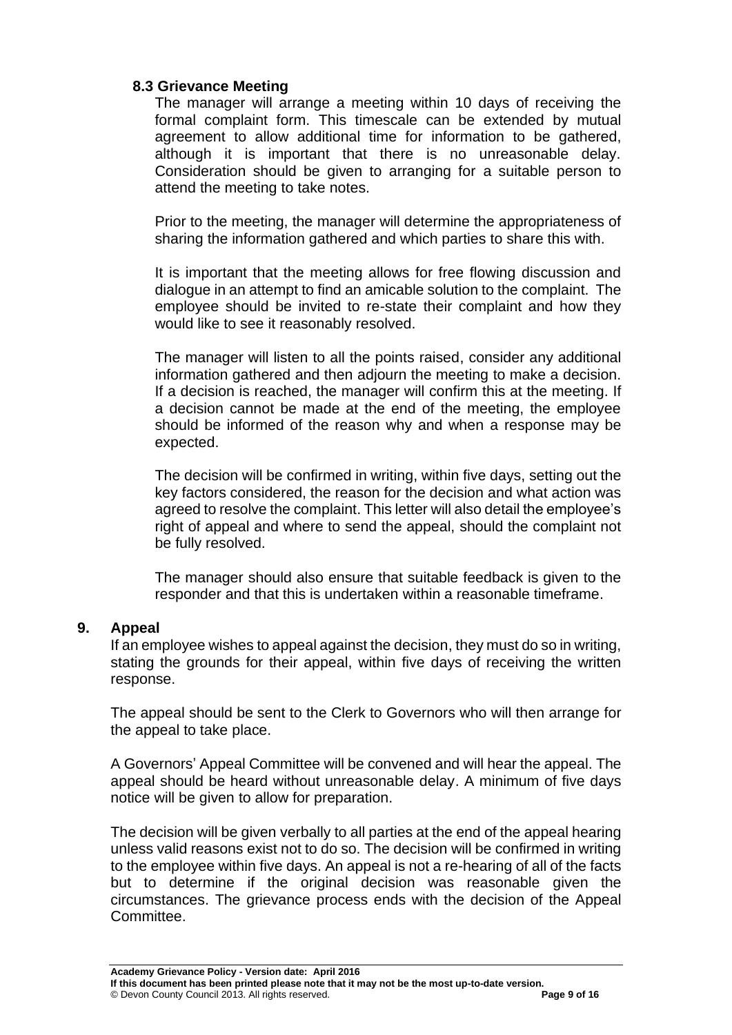### 8.3 Grievance Meeting

The manager will arrange a meeting within 10 days of receiving the formal complaint form. This timescale can be extended by mutual agreement to allow additional time for information to be gathered, although it is important that there is no unreasonable delay. Consideration should be given to arranging for a suitable person to attend the meeting to take notes.

Prior to the meeting, the manager will determine the appropriateness of sharing the information gathered and which parties to share this with.

It is important that the meeting allows for free flowing discussion and dialogue in an attempt to find an amicable solution to the complaint. The employee should be invited to re-state their complaint and how they would like to see it reasonably resolved.

The manager will listen to all the points raised, consider any additional information gathered and then adjourn the meeting to make a decision. If a decision is reached, the manager will confirm this at the meeting. If a decision cannot be made at the end of the meeting, the employee should be informed of the reason why and when a response may be expected.

The decision will be confirmed in writing, within five days, setting out the key factors considered, the reason for the decision and what action was agreed to resolve the complaint. This letter will also detail the employee's right of appeal and where to send the appeal, should the complaint not be fully resolved.

The manager should also ensure that suitable feedback is given to the responder and that this is undertaken within a reasonable timeframe.

## 9. Appeal

If an employee wishes to appeal against the decision, they must do so in writing, stating the grounds for their appeal, within five days of receiving the written response.

The appeal should be sent to the Clerk to Governors who will then arrange for the appeal to take place.

A Governors' Appeal Committee will be convened and will hear the appeal. The appeal should be heard without unreasonable delay. A minimum of five days notice will be given to allow for preparation.

The decision will be given verbally to all parties at the end of the appeal hearing unless valid reasons exist not to do so. The decision will be confirmed in writing to the employee within five days. An appeal is not a re-hearing of all of the facts but to determine if the original decision was reasonable given the circumstances. The grievance process ends with the decision of the Appeal Committee.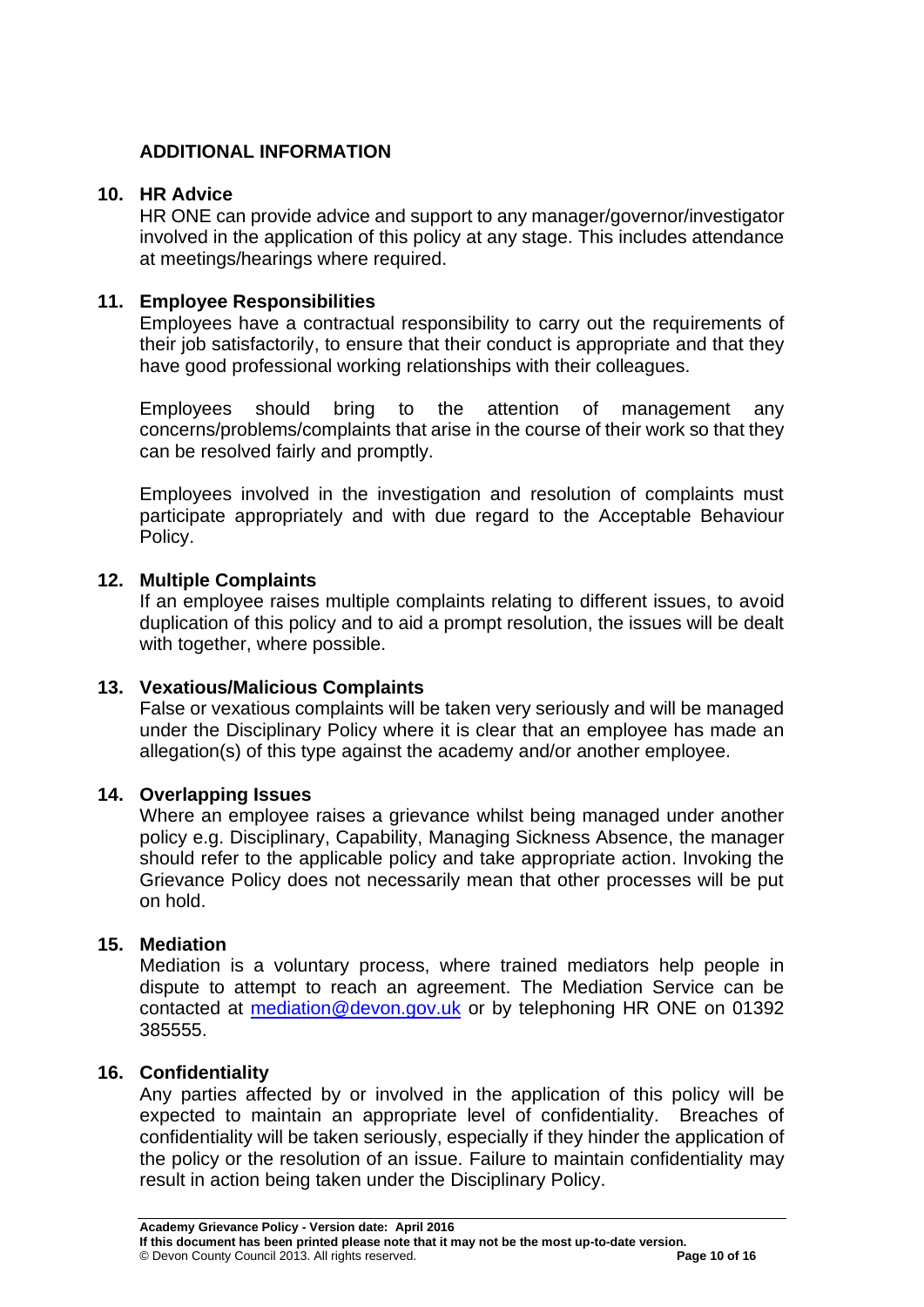## ADDITIONAL INFORMATION

### 10. HR Advice

HR ONE can provide advice and support to any manager/governor/investigator involved in the application of this policy at any stage. This includes attendance at meetings/hearings where required.

### 11. Employee Responsibilities

Employees have a contractual responsibility to carry out the requirements of their job satisfactorily, to ensure that their conduct is appropriate and that they have good professional working relationships with their colleagues.

Employees should bring to the attention of management any concerns/problems/complaints that arise in the course of their work so that they can be resolved fairly and promptly.

Employees involved in the investigation and resolution of complaints must participate appropriately and with due regard to the Acceptable Behaviour Policy.

### 12. Multiple Complaints

If an employee raises multiple complaints relating to different issues, to avoid duplication of this policy and to aid a prompt resolution, the issues will be dealt with together, where possible.

### 13. Vexatious/Malicious Complaints

False or vexatious complaints will be taken very seriously and will be managed under the Disciplinary Policy where it is clear that an employee has made an allegation(s) of this type against the academy and/or another employee.

### 14. Overlapping Issues

Where an employee raises a grievance whilst being managed under another policy e.g. Disciplinary, Capability, Managing Sickness Absence, the manager should refer to the applicable policy and take appropriate action. Invoking the Grievance Policy does not necessarily mean that other processes will be put on hold.

### 15. Mediation

Mediation is a voluntary process, where trained mediators help people in dispute to attempt to reach an agreement. The Mediation Service can be contacted at [mediation@devon.gov.uk](mailto:mediation@devon.gov.uk) or by telephoning HR ONE on 01392 385555.

### 16. Confidentiality

Any parties affected by or involved in the application of this policy will be expected to maintain an appropriate level of confidentiality. Breaches of confidentiality will be taken seriously, especially if they hinder the application of the policy or the resolution of an issue. Failure to maintain confidentiality may result in action being taken under the Disciplinary Policy.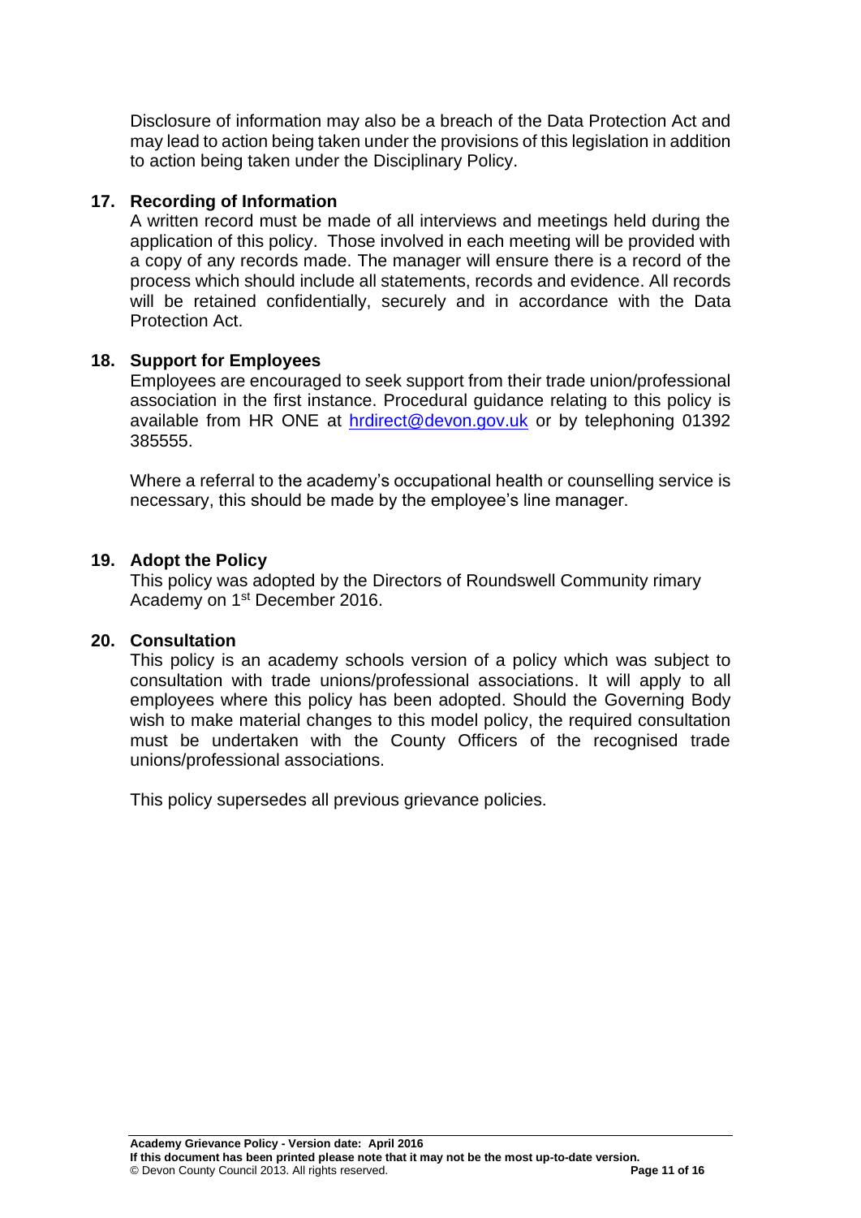Disclosure of information may also be a breach of the Data Protection Act and may lead to action being taken under the provisions of this legislation in addition to action being taken under the Disciplinary Policy.

## 17. Recording of Information

A written record must be made of all interviews and meetings held during the application of this policy. Those involved in each meeting will be provided with a copy of any records made. The manager will ensure there is a record of the process which should include all statements, records and evidence. All records will be retained confidentially, securely and in accordance with the Data Protection Act.

## 18. Support for Employees

Employees are encouraged to seek support from their trade union/professional association in the first instance. Procedural guidance relating to this policy is available from HR ONE at hrdirect@devon.gov.uk or by telephoning 01392 385555.

Where a referral to the academy's occupational health or counselling service is necessary, this should be made by the employee's line manager.

## 19. Adopt the Policy

This policy was adopted by the Directors of Roundswell Community rimary Academy on 1st December 2016.

## 20. Consultation

This policy is an academy schools version of a policy which was subject to consultation with trade unions/professional associations. It will apply to all employees where this policy has been adopted. Should the Governing Body wish to make material changes to this model policy, the required consultation must be undertaken with the County Officers of the recognised trade unions/professional associations.

This policy supersedes all previous grievance policies.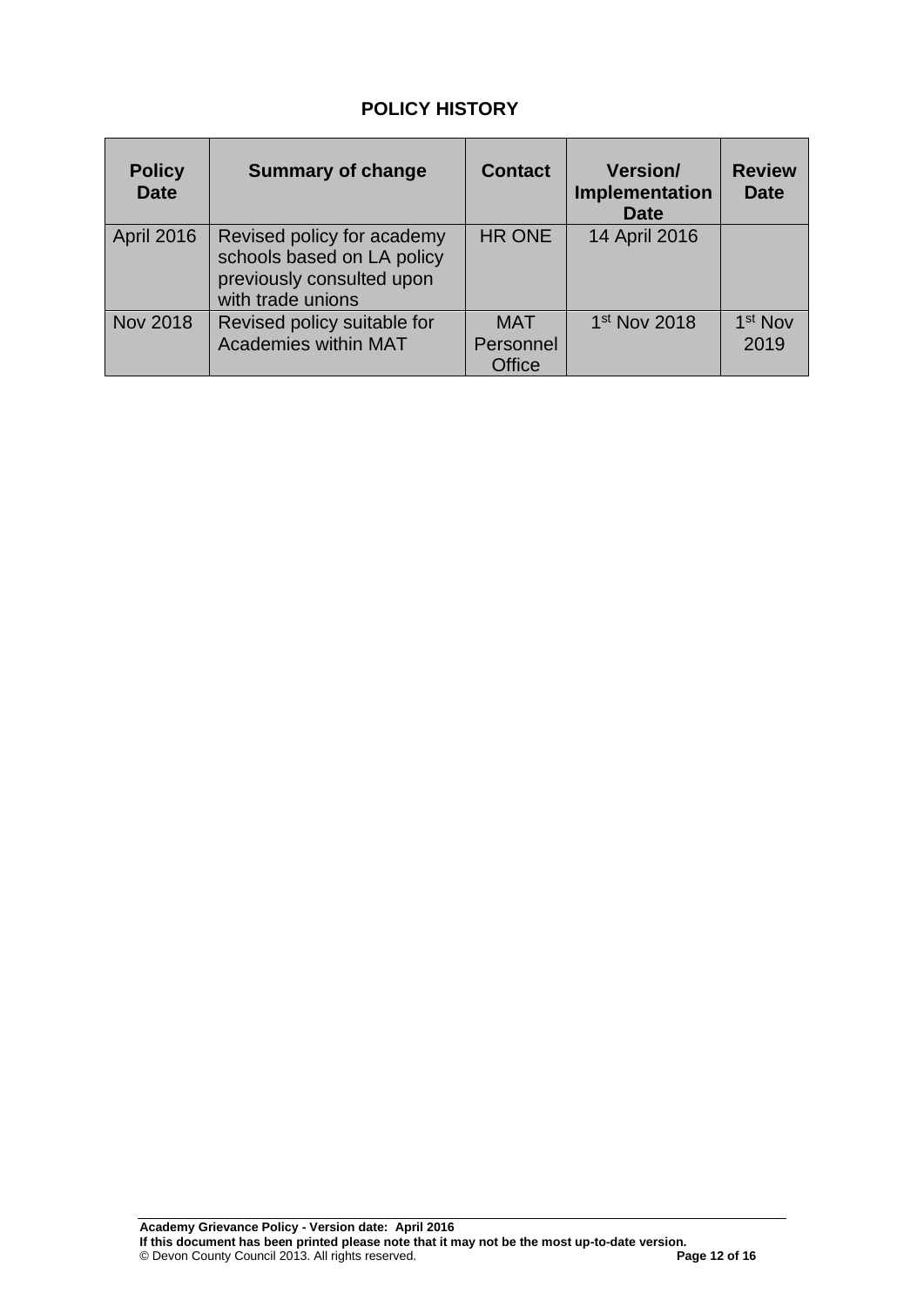# POLICY HISTORY

| Policy Date | Summary of change | Contact | Version/ Implementation Date | Review Date |
|---|---|---|---|---|
| April 2016 | Revised policy for academy schools based on LA policy previously consulted upon with trade unions | HR ONE | 14 April 2016 | |
| Nov 2018 | Revised policy suitable for Academies within MAT | MAT Personnel Office | 1st Nov 2018 | 1st Nov 2019 |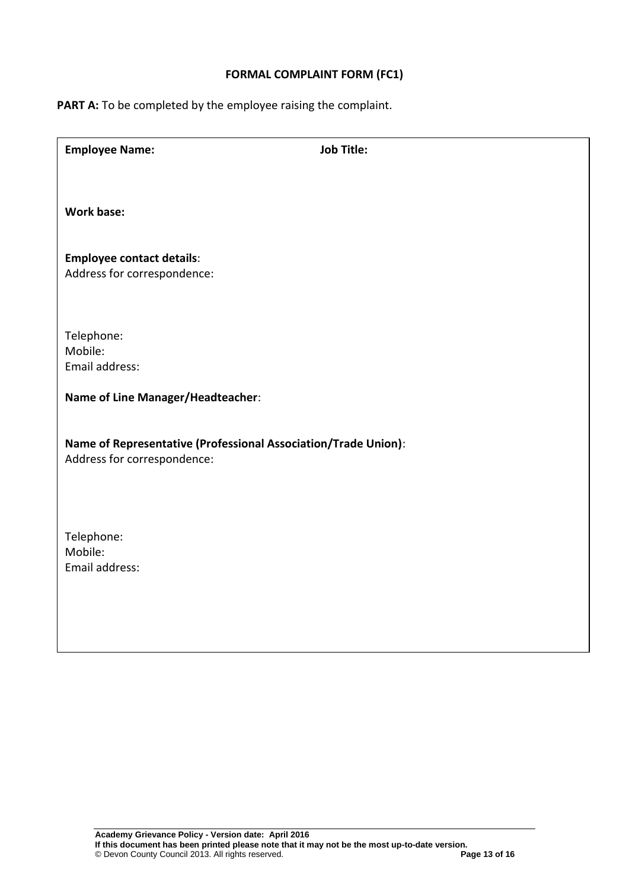**FORMAL COMPLAINT FORM (FC1)**

**PART A:** To be completed by the employee raising the complaint.

**Employee Name:** **Job Title:**

**Work base:**

**Employee contact details**:
Address for correspondence:

Telephone:
Mobile:
Email address:

**Name of Line Manager/Headteacher**:

**Name of Representative (Professional Association/Trade Union)**:
Address for correspondence:

Telephone:
Mobile:
Email address: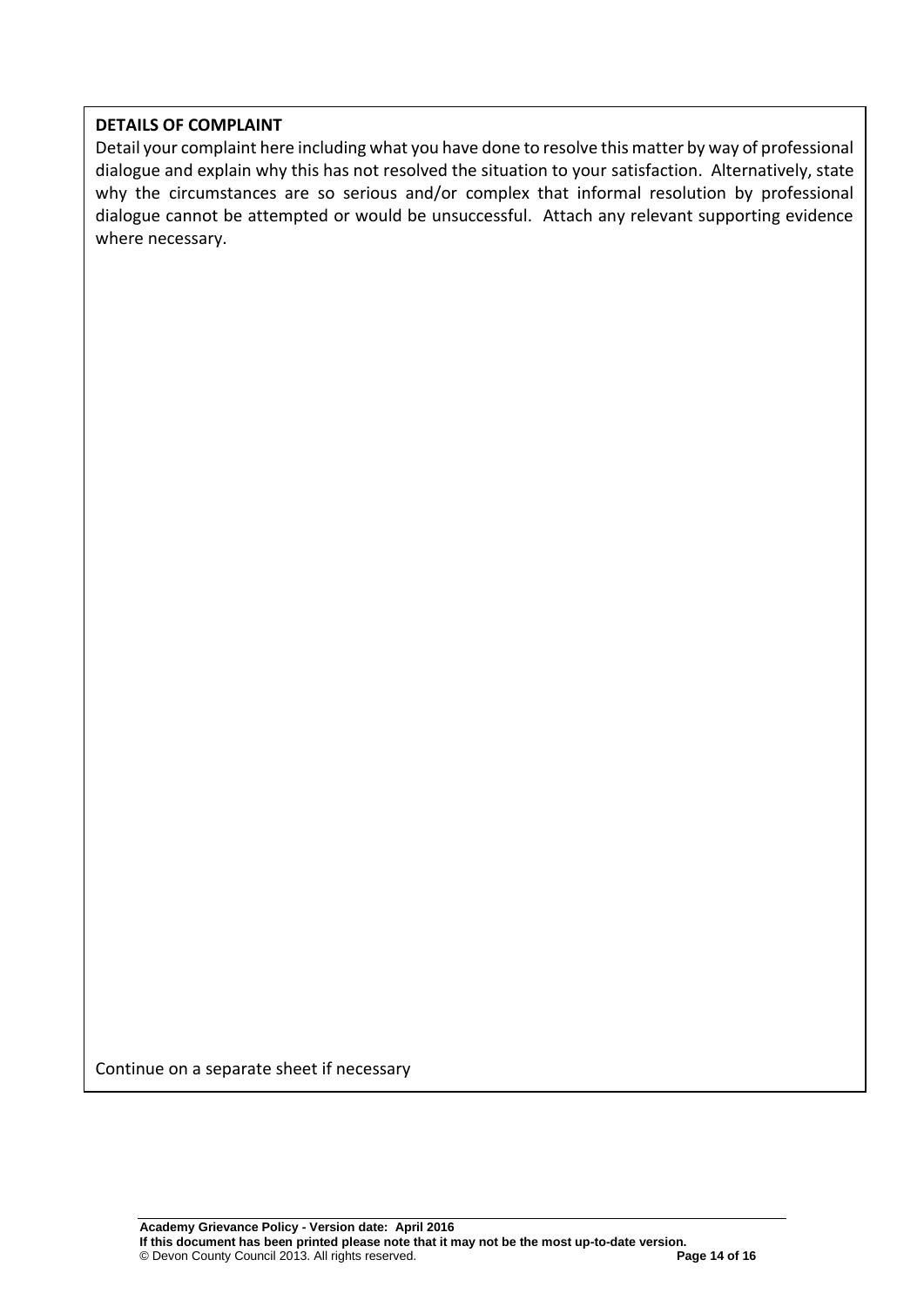**DETAILS OF COMPLAINT**

Detail your complaint here including what you have done to resolve this matter by way of professional dialogue and explain why this has not resolved the situation to your satisfaction. Alternatively, state why the circumstances are so serious and/or complex that informal resolution by professional dialogue cannot be attempted or would be unsuccessful. Attach any relevant supporting evidence where necessary.

Continue on a separate sheet if necessary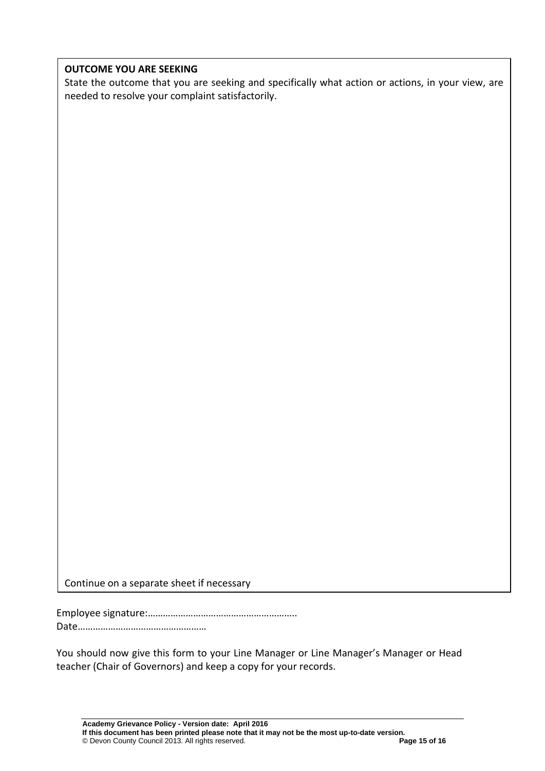**OUTCOME YOU ARE SEEKING**

State the outcome that you are seeking and specifically what action or actions, in your view, are needed to resolve your complaint satisfactorily.

Continue on a separate sheet if necessary

Employee signature:…………………………………………………..
Date……………………………………………

You should now give this form to your Line Manager or Line Manager's Manager or Head teacher (Chair of Governors) and keep a copy for your records.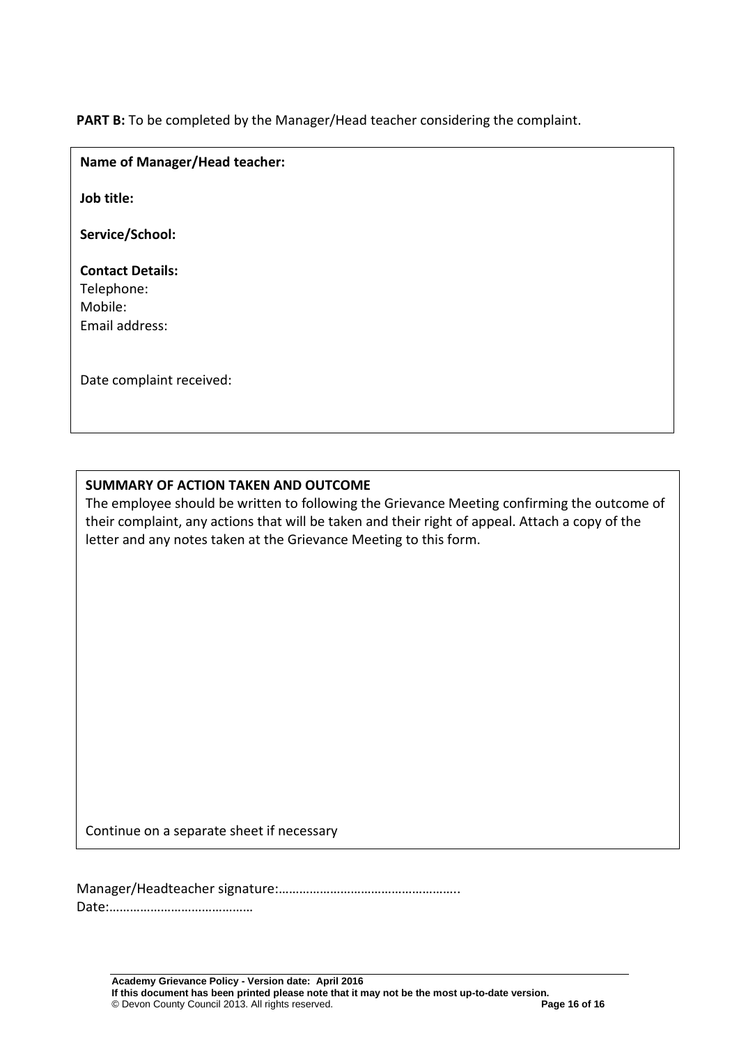**PART B:** To be completed by the Manager/Head teacher considering the complaint.

**Name of Manager/Head teacher:**

**Job title:**

**Service/School:**

**Contact Details:**
Telephone:
Mobile:
Email address:

Date complaint received:

**SUMMARY OF ACTION TAKEN AND OUTCOME**

The employee should be written to following the Grievance Meeting confirming the outcome of their complaint, any actions that will be taken and their right of appeal. Attach a copy of the letter and any notes taken at the Grievance Meeting to this form.

Continue on a separate sheet if necessary

Manager/Headteacher signature:……………………………………………..
Date:……………………………………